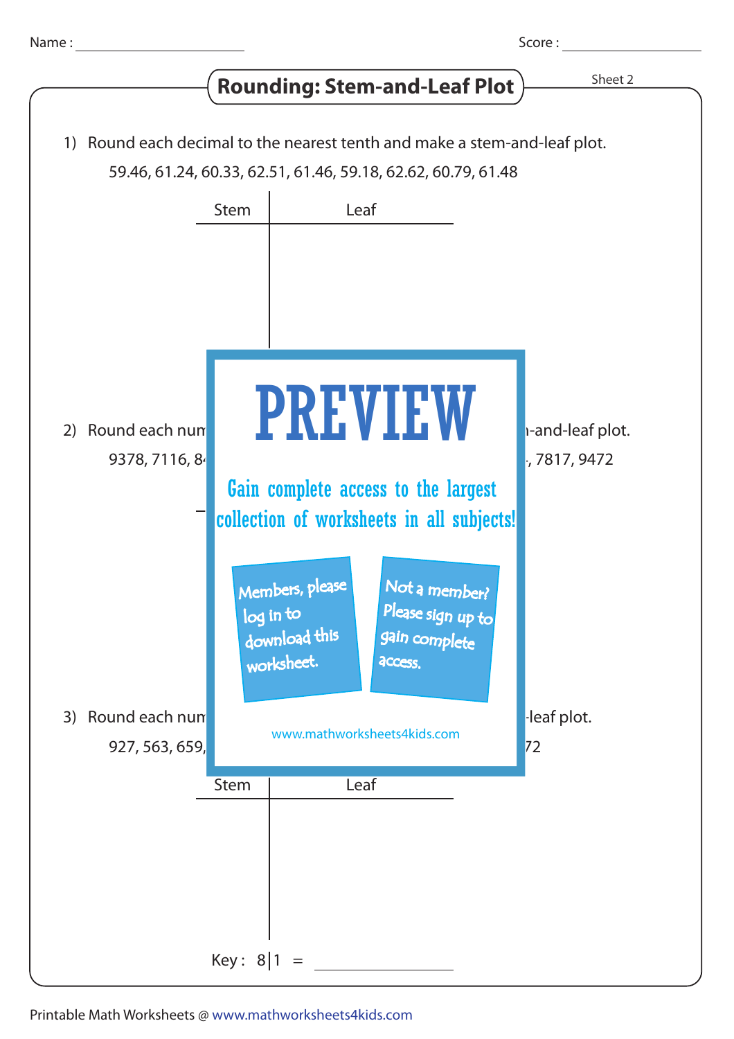Name : ____________________ Score : ____________________

# Rounding: Stem-and-Leaf Plot

Sheet 2

1) Round each decimal to the nearest tenth and make a stem-and-leaf plot.

59.46, 61.24, 60.33, 62.51, 61.46, 59.18, 62.62, 60.79, 61.48

| Stem | Leaf |
|---|---|
| | |

2) Round each num -and-leaf plot.

9378, 7116, 8 , 7817, 9472

PREVIEW

Gain complete access to the largest collection of worksheets in all subjects!

Members, please log in to download this worksheet.

Not a member? Please sign up to gain complete access.

www.mathworksheets4kids.com

3) Round each num -leaf plot.

927, 563, 659, 72

| Stem | Leaf |
|---|---|
| | |

Key : 8|1 = ____________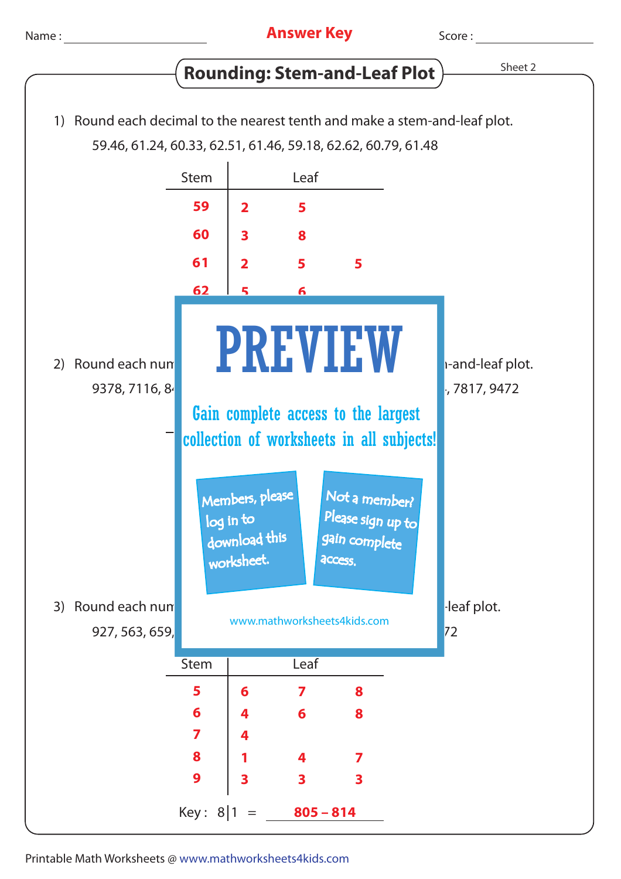Name : ____________ **Answer Key** Score : ____________

# Rounding: Stem-and-Leaf Plot

Sheet 2

1) Round each decimal to the nearest tenth and make a stem-and-leaf plot.

59.46, 61.24, 60.33, 62.51, 61.46, 59.18, 62.62, 60.79, 61.48

| Stem | Leaf | | |
|---|---|---|---|
| 59 | 2 | 5 | |
| 60 | 3 | 8 | |
| 61 | 2 | 5 | 5 |
| 62 | 5 | 6 | |

PREVIEW

Gain complete access to the largest collection of worksheets in all subjects!

Members, please log in to download this worksheet.

Not a member? Please sign up to gain complete access.

www.mathworksheets4kids.com

2) Round each num ... -and-leaf plot.

9378, 7116, 8 ... , 7817, 9472

3) Round each num ... -leaf plot.

927, 563, 659, ... 72

| Stem | Leaf | | |
|---|---|---|---|
| 5 | 6 | 7 | 8 |
| 6 | 4 | 6 | 8 |
| 7 | 4 | | |
| 8 | 1 | 4 | 7 |
| 9 | 3 | 3 | 3 |

Key : 8|1 = **805 – 814**

Printable Math Worksheets @ www.mathworksheets4kids.com